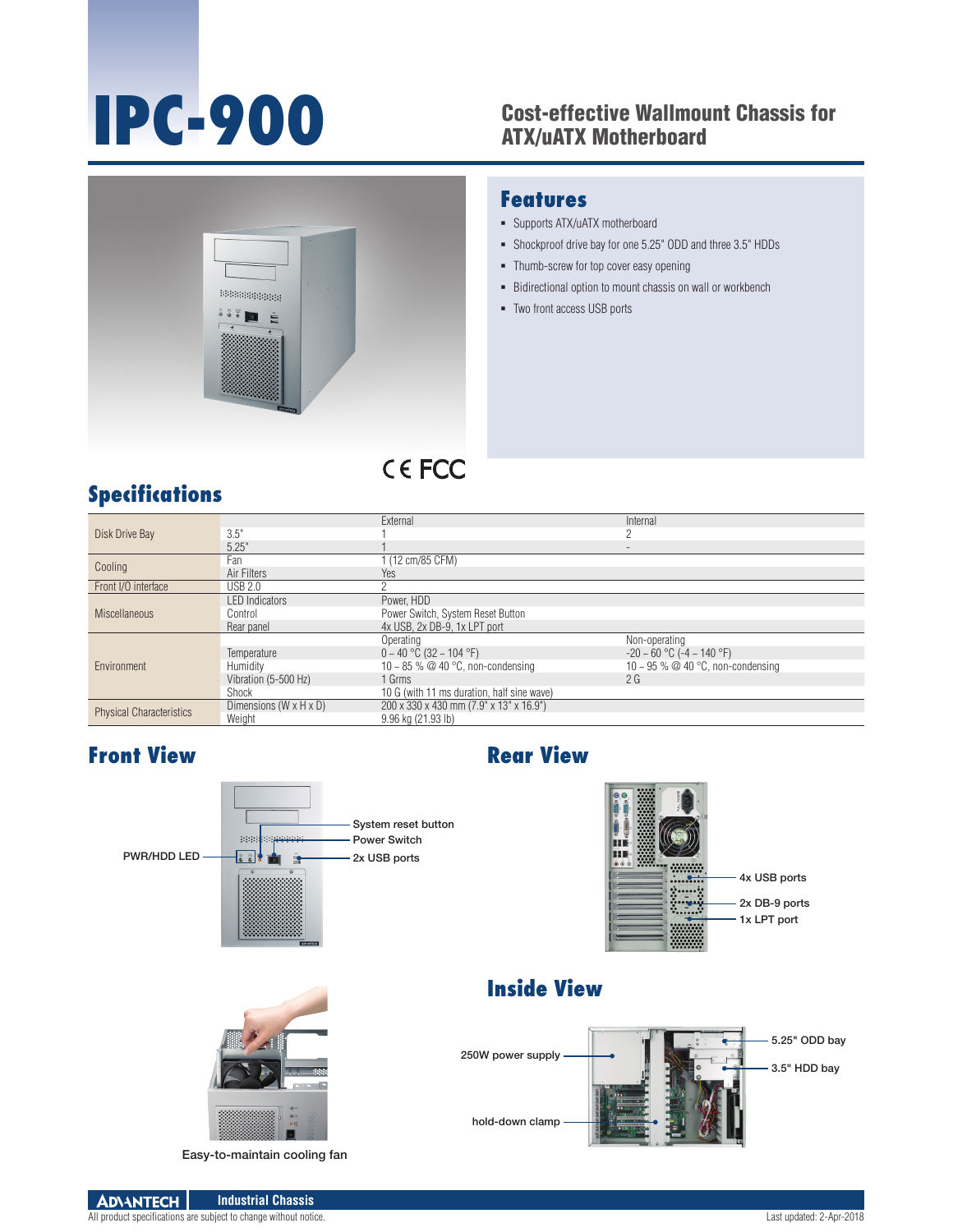# IPC-900

## Cost-effective Wallmount Chassis for ATX/uATX Motherboard

## Features

- Supports ATX/uATX motherboard
- Shockproof drive bay for one 5.25" ODD and three 3.5" HDDs
- Thumb-screw for top cover easy opening
- Bidirectional option to mount chassis on wall or workbench
- Two front access USB ports

CE FCC

## Specifications

| | | | |
|---|---|---|---|
| | | External | Internal |
| Disk Drive Bay | 3.5" | 1 | 2 |
| | 5.25" | 1 | - |
| Cooling | Fan | 1 (12 cm/85 CFM) | |
| | Air Filters | Yes | |
| Front I/O interface | USB 2.0 | 2 | |
| Miscellaneous | LED Indicators | Power, HDD | |
| | Control | Power Switch, System Reset Button | |
| | Rear panel | 4x USB, 2x DB-9, 1x LPT port | |
| Environment | | Operating | Non-operating |
| | Temperature | 0 ~ 40 °C (32 ~ 104 °F) | -20 ~ 60 °C (-4 ~ 140 °F) |
| | Humidity | 10 ~ 85 % @ 40 °C, non-condensing | 10 ~ 95 % @ 40 °C, non-condensing |
| | Vibration (5-500 Hz) | 1 Grms | 2 G |
| | Shock | 10 G (with 11 ms duration, half sine wave) | |
| Physical Characteristics | Dimensions (W x H x D) | 200 x 330 x 430 mm (7.9" x 13" x 16.9") | |
| | Weight | 9.96 kg (21.93 lb) | |

## Front View

PWR/HDD LED

System reset button

Power Switch

2x USB ports

## Rear View

4x USB ports

2x DB-9 ports

1x LPT port

Easy-to-maintain cooling fan

## Inside View

250W power supply

hold-down clamp

5.25" ODD bay

3.5" HDD bay

All product specifications are subject to change without notice.

Last updated: 2-Apr-2018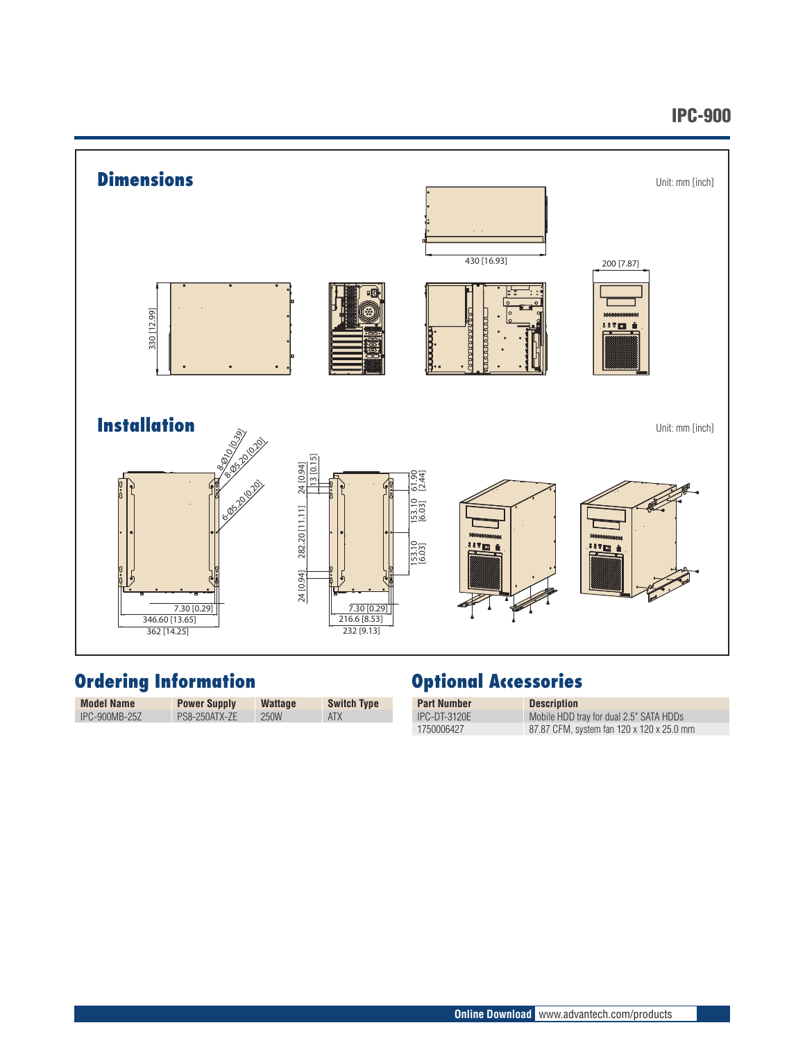## Dimensions

Unit: mm [inch]

430 [16.93]

200 [7.87]

330 [12.99]

## Installation

Unit: mm [inch]

8-Ø10 [0.39]
8-Ø5.20 [0.20]
6-Ø5.20 [0.20]

7.30 [0.29]
346.60 [13.65]
362 [14.25]

24 [0.94]
13 [0.15]
282.20 [11.11]
24 [0.94]

61.90 [2.44]
153.10 [6.03]
153.10 [6.03]

7.30 [0.29]
216.6 [8.53]
232 [9.13]

## Ordering Information

| Model Name | Power Supply | Wattage | Switch Type |
|---|---|---|---|
| IPC-900MB-25Z | PS8-250ATX-ZE | 250W | ATX |

## Optional Accessories

| Part Number | Description |
|---|---|
| IPC-DT-3120E | Mobile HDD tray for dual 2.5" SATA HDDs |
| 1750006427 | 87.87 CFM, system fan 120 x 120 x 25.0 mm |

**Online Download** www.advantech.com/products